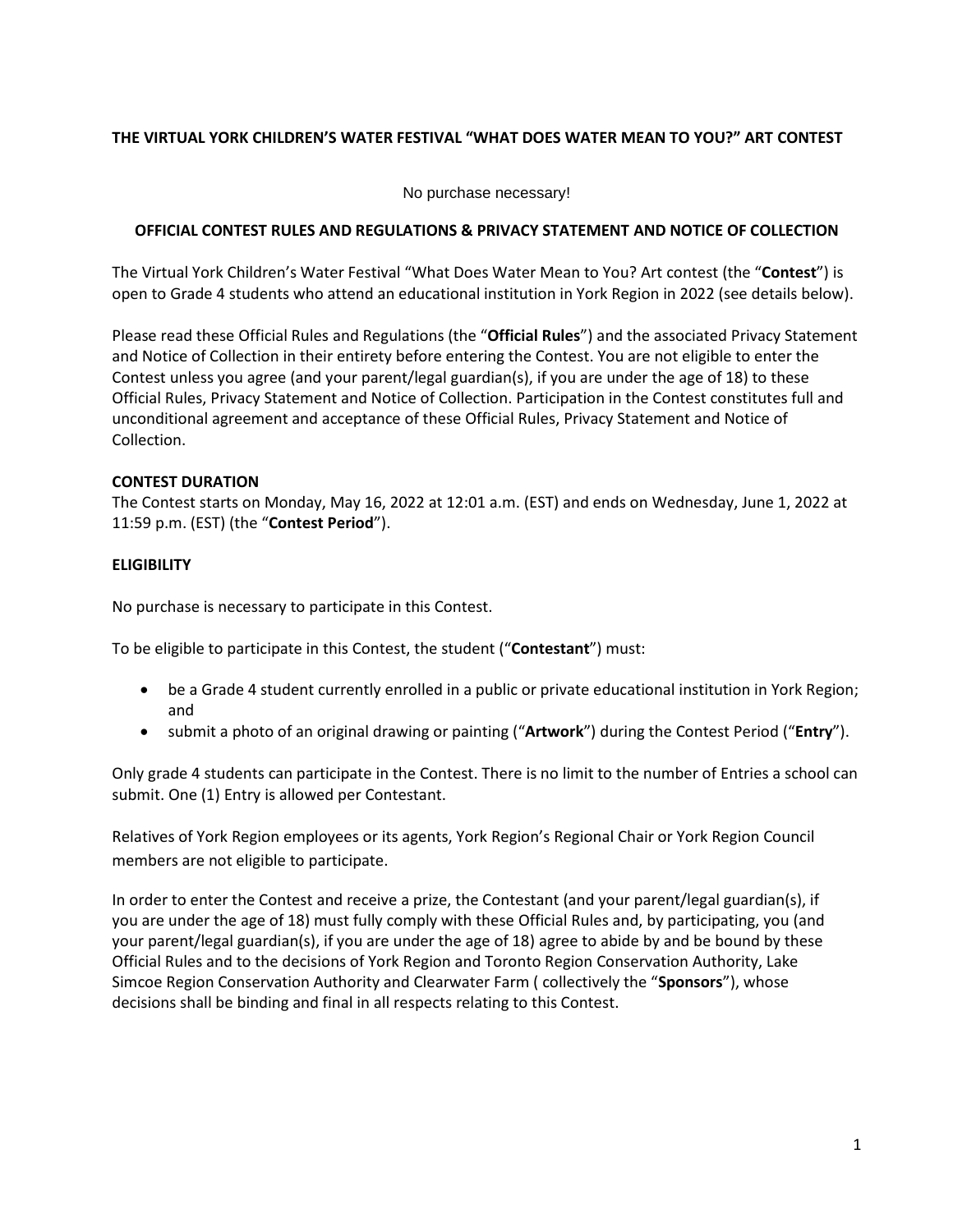# THE VIRTUAL YORK CHILDREN'S WATER FESTIVAL "WHAT DOES WATER MEAN TO YOU?" ART CONTEST

No purchase necessary!

## OFFICIAL CONTEST RULES AND REGULATIONS & PRIVACY STATEMENT AND NOTICE OF COLLECTION

The Virtual York Children's Water Festival "What Does Water Mean to You? Art contest (the "**Contest**") is open to Grade 4 students who attend an educational institution in York Region in 2022 (see details below).

Please read these Official Rules and Regulations (the "**Official Rules**") and the associated Privacy Statement and Notice of Collection in their entirety before entering the Contest. You are not eligible to enter the Contest unless you agree (and your parent/legal guardian(s), if you are under the age of 18) to these Official Rules, Privacy Statement and Notice of Collection. Participation in the Contest constitutes full and unconditional agreement and acceptance of these Official Rules, Privacy Statement and Notice of Collection.

### CONTEST DURATION

The Contest starts on Monday, May 16, 2022 at 12:01 a.m. (EST) and ends on Wednesday, June 1, 2022 at 11:59 p.m. (EST) (the "**Contest Period**").

### ELIGIBILITY

No purchase is necessary to participate in this Contest.

To be eligible to participate in this Contest, the student ("**Contestant**") must:

- be a Grade 4 student currently enrolled in a public or private educational institution in York Region; and
- submit a photo of an original drawing or painting ("**Artwork**") during the Contest Period ("**Entry**").

Only grade 4 students can participate in the Contest. There is no limit to the number of Entries a school can submit. One (1) Entry is allowed per Contestant.

Relatives of York Region employees or its agents, York Region's Regional Chair or York Region Council members are not eligible to participate.

In order to enter the Contest and receive a prize, the Contestant (and your parent/legal guardian(s), if you are under the age of 18) must fully comply with these Official Rules and, by participating, you (and your parent/legal guardian(s), if you are under the age of 18) agree to abide by and be bound by these Official Rules and to the decisions of York Region and Toronto Region Conservation Authority, Lake Simcoe Region Conservation Authority and Clearwater Farm ( collectively the "**Sponsors**"), whose decisions shall be binding and final in all respects relating to this Contest.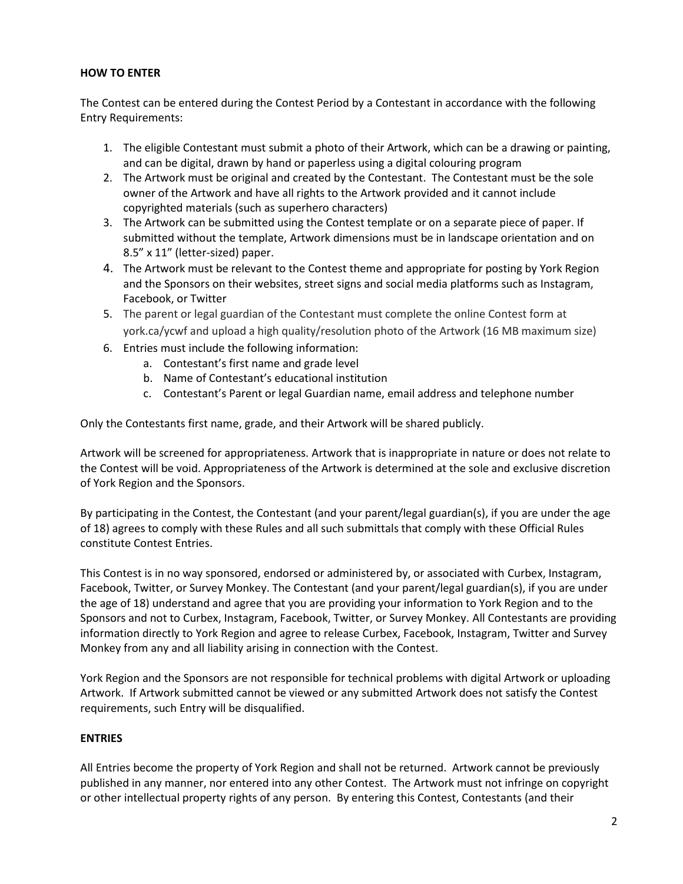**HOW TO ENTER**

The Contest can be entered during the Contest Period by a Contestant in accordance with the following Entry Requirements:

1. The eligible Contestant must submit a photo of their Artwork, which can be a drawing or painting, and can be digital, drawn by hand or paperless using a digital colouring program
2. The Artwork must be original and created by the Contestant. The Contestant must be the sole owner of the Artwork and have all rights to the Artwork provided and it cannot include copyrighted materials (such as superhero characters)
3. The Artwork can be submitted using the Contest template or on a separate piece of paper. If submitted without the template, Artwork dimensions must be in landscape orientation and on 8.5" x 11" (letter-sized) paper.
4. The Artwork must be relevant to the Contest theme and appropriate for posting by York Region and the Sponsors on their websites, street signs and social media platforms such as Instagram, Facebook, or Twitter
5. The parent or legal guardian of the Contestant must complete the online Contest form at york.ca/ycwf and upload a high quality/resolution photo of the Artwork (16 MB maximum size)
6. Entries must include the following information:
   a. Contestant's first name and grade level
   b. Name of Contestant's educational institution
   c. Contestant's Parent or legal Guardian name, email address and telephone number

Only the Contestants first name, grade, and their Artwork will be shared publicly.

Artwork will be screened for appropriateness. Artwork that is inappropriate in nature or does not relate to the Contest will be void. Appropriateness of the Artwork is determined at the sole and exclusive discretion of York Region and the Sponsors.

By participating in the Contest, the Contestant (and your parent/legal guardian(s), if you are under the age of 18) agrees to comply with these Rules and all such submittals that comply with these Official Rules constitute Contest Entries.

This Contest is in no way sponsored, endorsed or administered by, or associated with Curbex, Instagram, Facebook, Twitter, or Survey Monkey. The Contestant (and your parent/legal guardian(s), if you are under the age of 18) understand and agree that you are providing your information to York Region and to the Sponsors and not to Curbex, Instagram, Facebook, Twitter, or Survey Monkey. All Contestants are providing information directly to York Region and agree to release Curbex, Facebook, Instagram, Twitter and Survey Monkey from any and all liability arising in connection with the Contest.

York Region and the Sponsors are not responsible for technical problems with digital Artwork or uploading Artwork. If Artwork submitted cannot be viewed or any submitted Artwork does not satisfy the Contest requirements, such Entry will be disqualified.

**ENTRIES**

All Entries become the property of York Region and shall not be returned. Artwork cannot be previously published in any manner, nor entered into any other Contest. The Artwork must not infringe on copyright or other intellectual property rights of any person. By entering this Contest, Contestants (and their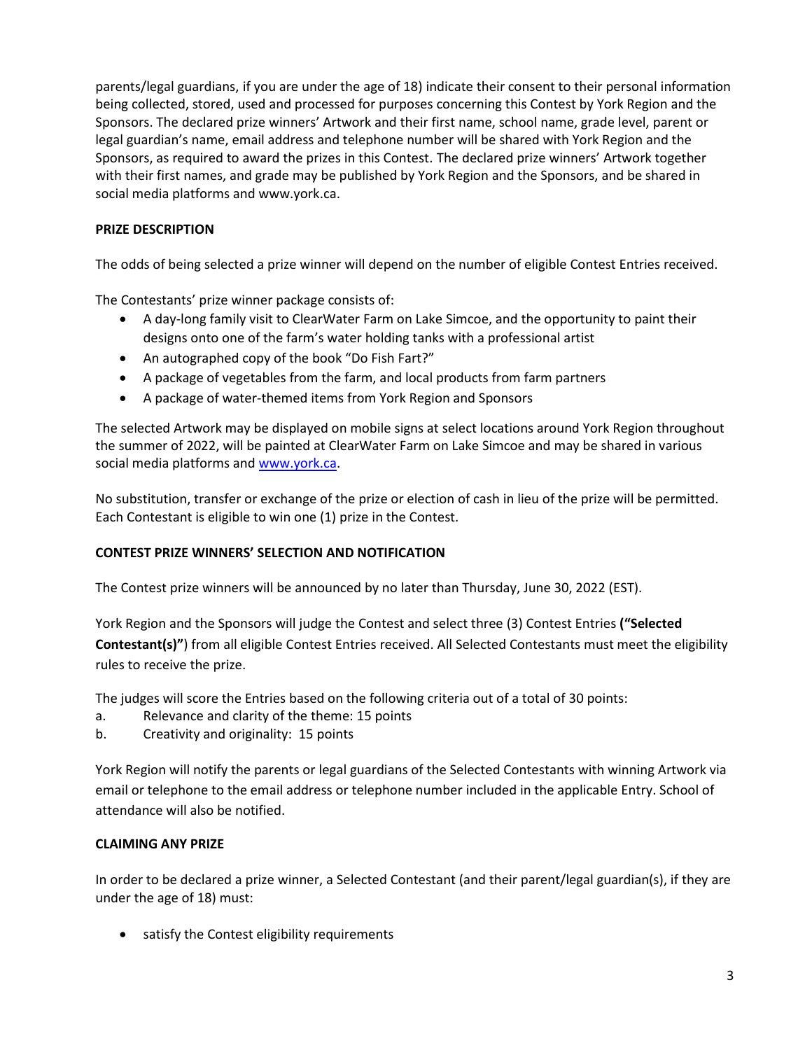parents/legal guardians, if you are under the age of 18) indicate their consent to their personal information being collected, stored, used and processed for purposes concerning this Contest by York Region and the Sponsors. The declared prize winners' Artwork and their first name, school name, grade level, parent or legal guardian's name, email address and telephone number will be shared with York Region and the Sponsors, as required to award the prizes in this Contest. The declared prize winners' Artwork together with their first names, and grade may be published by York Region and the Sponsors, and be shared in social media platforms and www.york.ca.

**PRIZE DESCRIPTION**

The odds of being selected a prize winner will depend on the number of eligible Contest Entries received.

The Contestants' prize winner package consists of:

- A day-long family visit to ClearWater Farm on Lake Simcoe, and the opportunity to paint their designs onto one of the farm's water holding tanks with a professional artist
- An autographed copy of the book "Do Fish Fart?"
- A package of vegetables from the farm, and local products from farm partners
- A package of water-themed items from York Region and Sponsors

The selected Artwork may be displayed on mobile signs at select locations around York Region throughout the summer of 2022, will be painted at ClearWater Farm on Lake Simcoe and may be shared in various social media platforms and [www.york.ca](http://www.york.ca).

No substitution, transfer or exchange of the prize or election of cash in lieu of the prize will be permitted. Each Contestant is eligible to win one (1) prize in the Contest.

**CONTEST PRIZE WINNERS' SELECTION AND NOTIFICATION**

The Contest prize winners will be announced by no later than Thursday, June 30, 2022 (EST).

York Region and the Sponsors will judge the Contest and select three (3) Contest Entries **("Selected Contestant(s)"**) from all eligible Contest Entries received. All Selected Contestants must meet the eligibility rules to receive the prize.

The judges will score the Entries based on the following criteria out of a total of 30 points:

a. Relevance and clarity of the theme: 15 points
b. Creativity and originality: 15 points

York Region will notify the parents or legal guardians of the Selected Contestants with winning Artwork via email or telephone to the email address or telephone number included in the applicable Entry. School of attendance will also be notified.

**CLAIMING ANY PRIZE**

In order to be declared a prize winner, a Selected Contestant (and their parent/legal guardian(s), if they are under the age of 18) must:

- satisfy the Contest eligibility requirements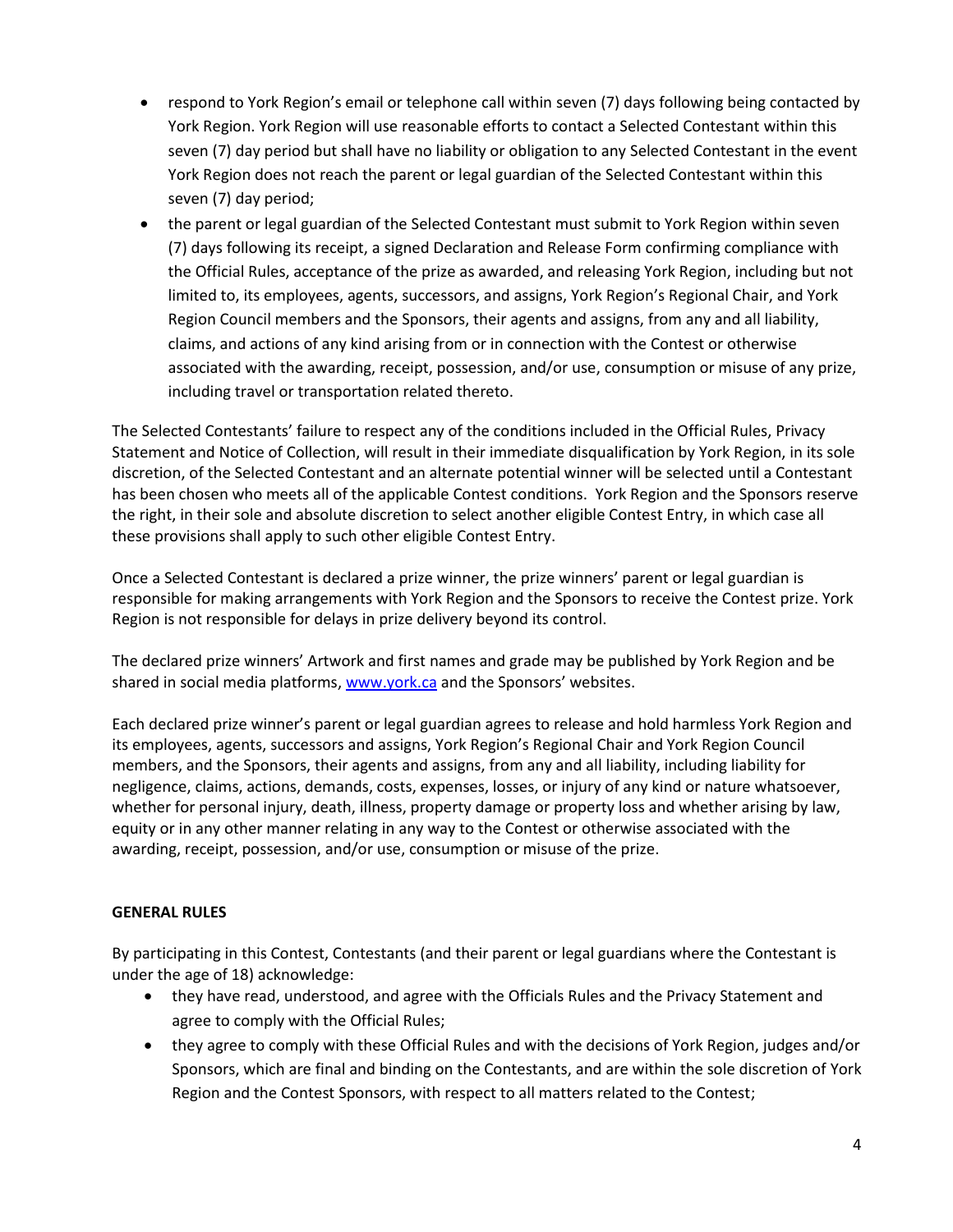- respond to York Region's email or telephone call within seven (7) days following being contacted by York Region. York Region will use reasonable efforts to contact a Selected Contestant within this seven (7) day period but shall have no liability or obligation to any Selected Contestant in the event York Region does not reach the parent or legal guardian of the Selected Contestant within this seven (7) day period;
- the parent or legal guardian of the Selected Contestant must submit to York Region within seven (7) days following its receipt, a signed Declaration and Release Form confirming compliance with the Official Rules, acceptance of the prize as awarded, and releasing York Region, including but not limited to, its employees, agents, successors, and assigns, York Region's Regional Chair, and York Region Council members and the Sponsors, their agents and assigns, from any and all liability, claims, and actions of any kind arising from or in connection with the Contest or otherwise associated with the awarding, receipt, possession, and/or use, consumption or misuse of any prize, including travel or transportation related thereto.

The Selected Contestants' failure to respect any of the conditions included in the Official Rules, Privacy Statement and Notice of Collection, will result in their immediate disqualification by York Region, in its sole discretion, of the Selected Contestant and an alternate potential winner will be selected until a Contestant has been chosen who meets all of the applicable Contest conditions. York Region and the Sponsors reserve the right, in their sole and absolute discretion to select another eligible Contest Entry, in which case all these provisions shall apply to such other eligible Contest Entry.

Once a Selected Contestant is declared a prize winner, the prize winners' parent or legal guardian is responsible for making arrangements with York Region and the Sponsors to receive the Contest prize. York Region is not responsible for delays in prize delivery beyond its control.

The declared prize winners' Artwork and first names and grade may be published by York Region and be shared in social media platforms, [www.york.ca](http://www.york.ca) and the Sponsors' websites.

Each declared prize winner's parent or legal guardian agrees to release and hold harmless York Region and its employees, agents, successors and assigns, York Region's Regional Chair and York Region Council members, and the Sponsors, their agents and assigns, from any and all liability, including liability for negligence, claims, actions, demands, costs, expenses, losses, or injury of any kind or nature whatsoever, whether for personal injury, death, illness, property damage or property loss and whether arising by law, equity or in any other manner relating in any way to the Contest or otherwise associated with the awarding, receipt, possession, and/or use, consumption or misuse of the prize.

**GENERAL RULES**

By participating in this Contest, Contestants (and their parent or legal guardians where the Contestant is under the age of 18) acknowledge:

- they have read, understood, and agree with the Officials Rules and the Privacy Statement and agree to comply with the Official Rules;
- they agree to comply with these Official Rules and with the decisions of York Region, judges and/or Sponsors, which are final and binding on the Contestants, and are within the sole discretion of York Region and the Contest Sponsors, with respect to all matters related to the Contest;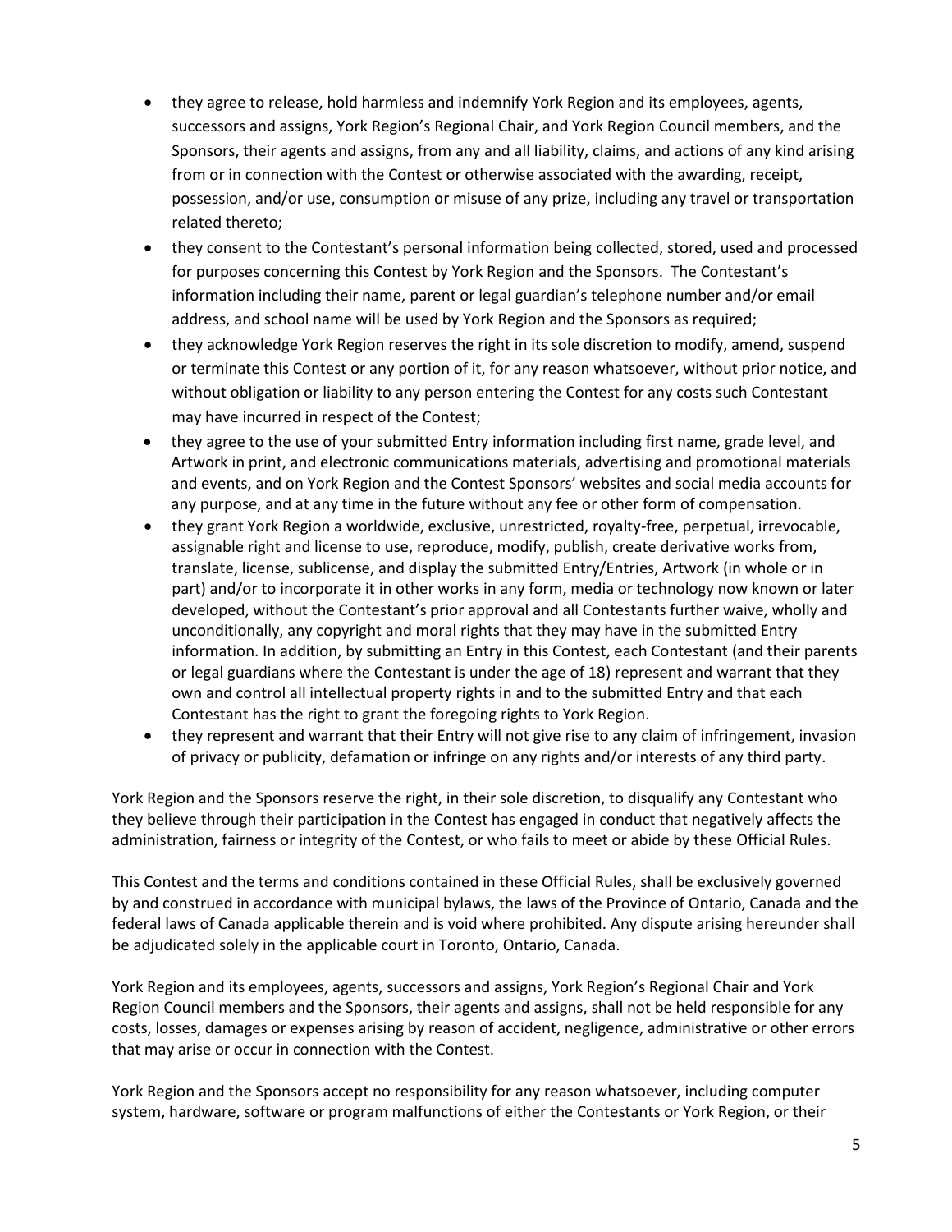- they agree to release, hold harmless and indemnify York Region and its employees, agents, successors and assigns, York Region's Regional Chair, and York Region Council members, and the Sponsors, their agents and assigns, from any and all liability, claims, and actions of any kind arising from or in connection with the Contest or otherwise associated with the awarding, receipt, possession, and/or use, consumption or misuse of any prize, including any travel or transportation related thereto;
- they consent to the Contestant's personal information being collected, stored, used and processed for purposes concerning this Contest by York Region and the Sponsors. The Contestant's information including their name, parent or legal guardian's telephone number and/or email address, and school name will be used by York Region and the Sponsors as required;
- they acknowledge York Region reserves the right in its sole discretion to modify, amend, suspend or terminate this Contest or any portion of it, for any reason whatsoever, without prior notice, and without obligation or liability to any person entering the Contest for any costs such Contestant may have incurred in respect of the Contest;
- they agree to the use of your submitted Entry information including first name, grade level, and Artwork in print, and electronic communications materials, advertising and promotional materials and events, and on York Region and the Contest Sponsors' websites and social media accounts for any purpose, and at any time in the future without any fee or other form of compensation.
- they grant York Region a worldwide, exclusive, unrestricted, royalty-free, perpetual, irrevocable, assignable right and license to use, reproduce, modify, publish, create derivative works from, translate, license, sublicense, and display the submitted Entry/Entries, Artwork (in whole or in part) and/or to incorporate it in other works in any form, media or technology now known or later developed, without the Contestant's prior approval and all Contestants further waive, wholly and unconditionally, any copyright and moral rights that they may have in the submitted Entry information. In addition, by submitting an Entry in this Contest, each Contestant (and their parents or legal guardians where the Contestant is under the age of 18) represent and warrant that they own and control all intellectual property rights in and to the submitted Entry and that each Contestant has the right to grant the foregoing rights to York Region.
- they represent and warrant that their Entry will not give rise to any claim of infringement, invasion of privacy or publicity, defamation or infringe on any rights and/or interests of any third party.

York Region and the Sponsors reserve the right, in their sole discretion, to disqualify any Contestant who they believe through their participation in the Contest has engaged in conduct that negatively affects the administration, fairness or integrity of the Contest, or who fails to meet or abide by these Official Rules.

This Contest and the terms and conditions contained in these Official Rules, shall be exclusively governed by and construed in accordance with municipal bylaws, the laws of the Province of Ontario, Canada and the federal laws of Canada applicable therein and is void where prohibited. Any dispute arising hereunder shall be adjudicated solely in the applicable court in Toronto, Ontario, Canada.

York Region and its employees, agents, successors and assigns, York Region's Regional Chair and York Region Council members and the Sponsors, their agents and assigns, shall not be held responsible for any costs, losses, damages or expenses arising by reason of accident, negligence, administrative or other errors that may arise or occur in connection with the Contest.

York Region and the Sponsors accept no responsibility for any reason whatsoever, including computer system, hardware, software or program malfunctions of either the Contestants or York Region, or their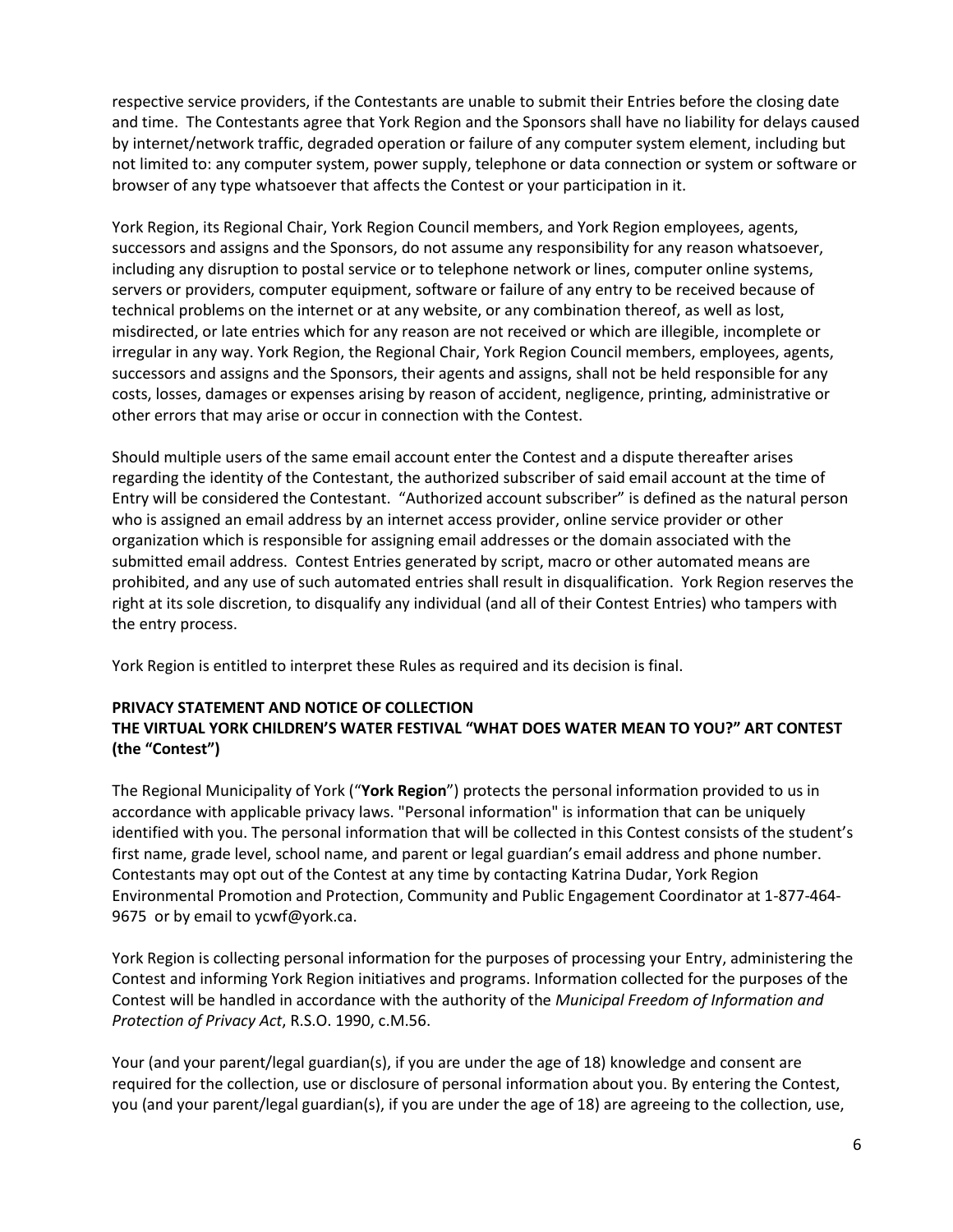respective service providers, if the Contestants are unable to submit their Entries before the closing date and time. The Contestants agree that York Region and the Sponsors shall have no liability for delays caused by internet/network traffic, degraded operation or failure of any computer system element, including but not limited to: any computer system, power supply, telephone or data connection or system or software or browser of any type whatsoever that affects the Contest or your participation in it.

York Region, its Regional Chair, York Region Council members, and York Region employees, agents, successors and assigns and the Sponsors, do not assume any responsibility for any reason whatsoever, including any disruption to postal service or to telephone network or lines, computer online systems, servers or providers, computer equipment, software or failure of any entry to be received because of technical problems on the internet or at any website, or any combination thereof, as well as lost, misdirected, or late entries which for any reason are not received or which are illegible, incomplete or irregular in any way. York Region, the Regional Chair, York Region Council members, employees, agents, successors and assigns and the Sponsors, their agents and assigns, shall not be held responsible for any costs, losses, damages or expenses arising by reason of accident, negligence, printing, administrative or other errors that may arise or occur in connection with the Contest.

Should multiple users of the same email account enter the Contest and a dispute thereafter arises regarding the identity of the Contestant, the authorized subscriber of said email account at the time of Entry will be considered the Contestant. "Authorized account subscriber" is defined as the natural person who is assigned an email address by an internet access provider, online service provider or other organization which is responsible for assigning email addresses or the domain associated with the submitted email address. Contest Entries generated by script, macro or other automated means are prohibited, and any use of such automated entries shall result in disqualification. York Region reserves the right at its sole discretion, to disqualify any individual (and all of their Contest Entries) who tampers with the entry process.

York Region is entitled to interpret these Rules as required and its decision is final.

**PRIVACY STATEMENT AND NOTICE OF COLLECTION**
**THE VIRTUAL YORK CHILDREN'S WATER FESTIVAL "WHAT DOES WATER MEAN TO YOU?" ART CONTEST (the "Contest")**

The Regional Municipality of York ("**York Region**") protects the personal information provided to us in accordance with applicable privacy laws. "Personal information" is information that can be uniquely identified with you. The personal information that will be collected in this Contest consists of the student's first name, grade level, school name, and parent or legal guardian's email address and phone number. Contestants may opt out of the Contest at any time by contacting Katrina Dudar, York Region Environmental Promotion and Protection, Community and Public Engagement Coordinator at 1-877-464-9675 or by email to ycwf@york.ca.

York Region is collecting personal information for the purposes of processing your Entry, administering the Contest and informing York Region initiatives and programs. Information collected for the purposes of the Contest will be handled in accordance with the authority of the *Municipal Freedom of Information and Protection of Privacy Act*, R.S.O. 1990, c.M.56.

Your (and your parent/legal guardian(s), if you are under the age of 18) knowledge and consent are required for the collection, use or disclosure of personal information about you. By entering the Contest, you (and your parent/legal guardian(s), if you are under the age of 18) are agreeing to the collection, use,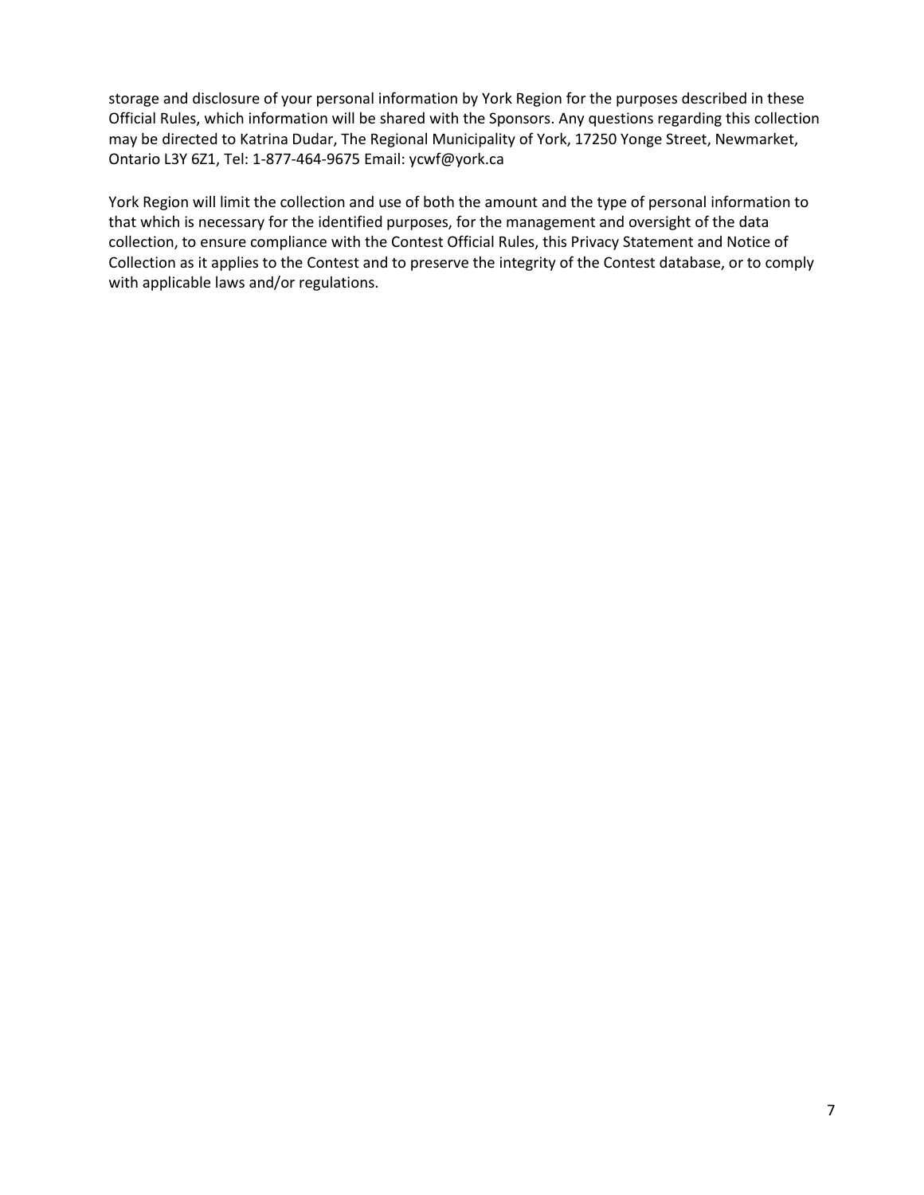storage and disclosure of your personal information by York Region for the purposes described in these Official Rules, which information will be shared with the Sponsors. Any questions regarding this collection may be directed to Katrina Dudar, The Regional Municipality of York, 17250 Yonge Street, Newmarket, Ontario L3Y 6Z1, Tel: 1-877-464-9675 Email: ycwf@york.ca

York Region will limit the collection and use of both the amount and the type of personal information to that which is necessary for the identified purposes, for the management and oversight of the data collection, to ensure compliance with the Contest Official Rules, this Privacy Statement and Notice of Collection as it applies to the Contest and to preserve the integrity of the Contest database, or to comply with applicable laws and/or regulations.